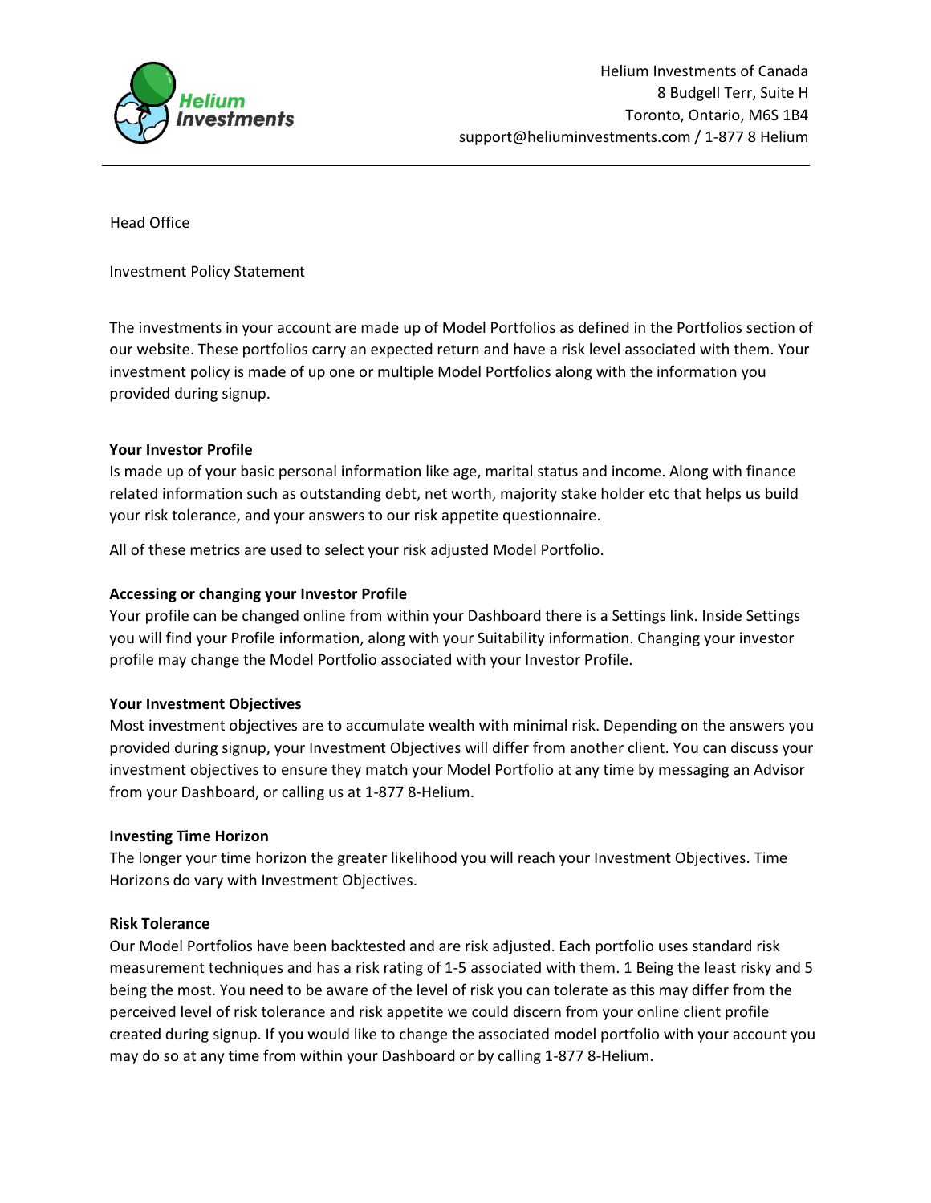Helium Investments of Canada
8 Budgell Terr, Suite H
Toronto, Ontario, M6S 1B4
support@heliuminvestments.com / 1-877 8 Helium

Head Office

Investment Policy Statement

The investments in your account are made up of Model Portfolios as defined in the Portfolios section of our website. These portfolios carry an expected return and have a risk level associated with them. Your investment policy is made of up one or multiple Model Portfolios along with the information you provided during signup.

**Your Investor Profile**

Is made up of your basic personal information like age, marital status and income. Along with finance related information such as outstanding debt, net worth, majority stake holder etc that helps us build your risk tolerance, and your answers to our risk appetite questionnaire.

All of these metrics are used to select your risk adjusted Model Portfolio.

**Accessing or changing your Investor Profile**

Your profile can be changed online from within your Dashboard there is a Settings link. Inside Settings you will find your Profile information, along with your Suitability information. Changing your investor profile may change the Model Portfolio associated with your Investor Profile.

**Your Investment Objectives**

Most investment objectives are to accumulate wealth with minimal risk. Depending on the answers you provided during signup, your Investment Objectives will differ from another client. You can discuss your investment objectives to ensure they match your Model Portfolio at any time by messaging an Advisor from your Dashboard, or calling us at 1-877 8-Helium.

**Investing Time Horizon**

The longer your time horizon the greater likelihood you will reach your Investment Objectives. Time Horizons do vary with Investment Objectives.

**Risk Tolerance**

Our Model Portfolios have been backtested and are risk adjusted. Each portfolio uses standard risk measurement techniques and has a risk rating of 1-5 associated with them. 1 Being the least risky and 5 being the most. You need to be aware of the level of risk you can tolerate as this may differ from the perceived level of risk tolerance and risk appetite we could discern from your online client profile created during signup. If you would like to change the associated model portfolio with your account you may do so at any time from within your Dashboard or by calling 1-877 8-Helium.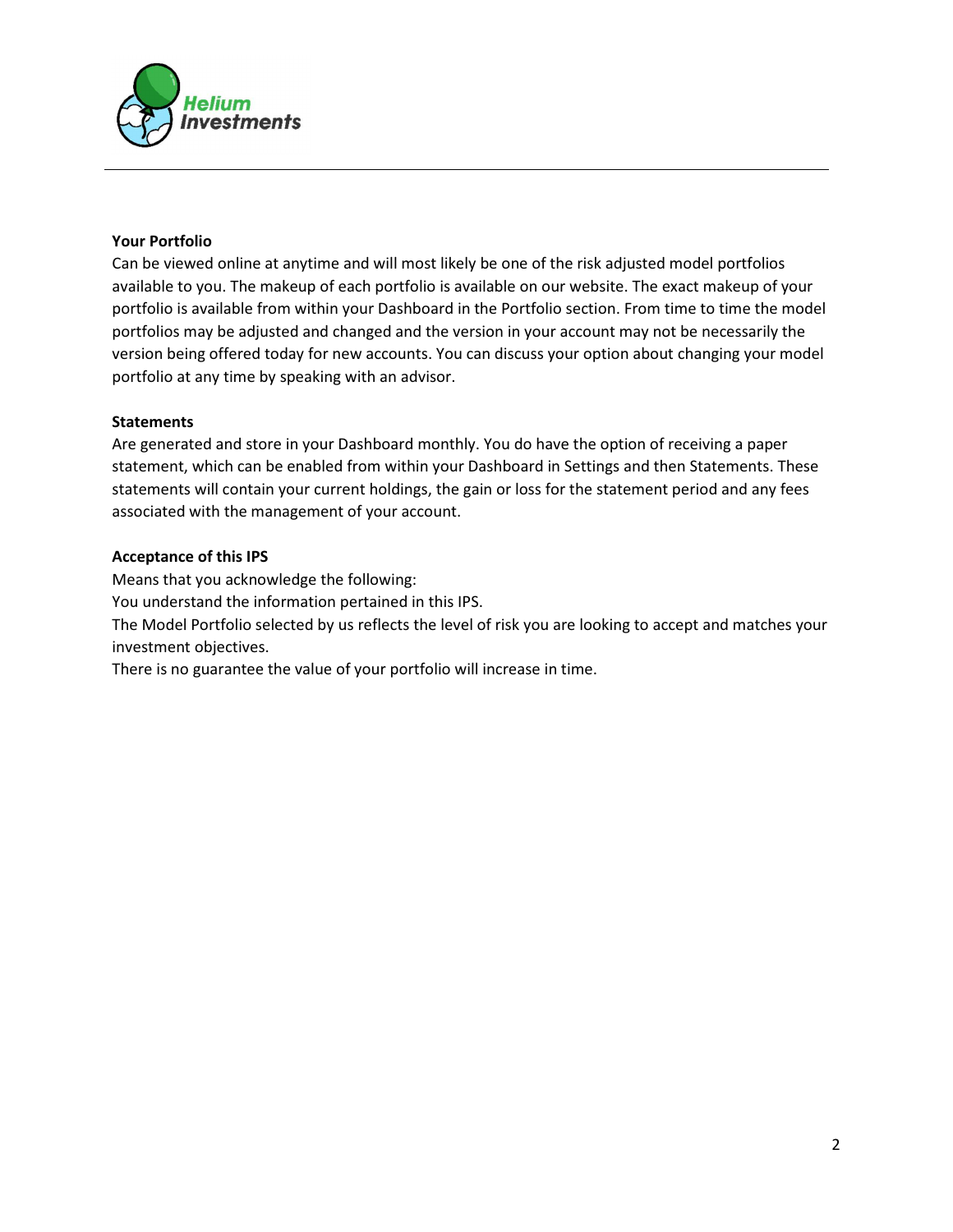**Your Portfolio**

Can be viewed online at anytime and will most likely be one of the risk adjusted model portfolios available to you. The makeup of each portfolio is available on our website. The exact makeup of your portfolio is available from within your Dashboard in the Portfolio section. From time to time the model portfolios may be adjusted and changed and the version in your account may not be necessarily the version being offered today for new accounts. You can discuss your option about changing your model portfolio at any time by speaking with an advisor.

**Statements**

Are generated and store in your Dashboard monthly. You do have the option of receiving a paper statement, which can be enabled from within your Dashboard in Settings and then Statements. These statements will contain your current holdings, the gain or loss for the statement period and any fees associated with the management of your account.

**Acceptance of this IPS**

Means that you acknowledge the following:

You understand the information pertained in this IPS.

The Model Portfolio selected by us reflects the level of risk you are looking to accept and matches your investment objectives.

There is no guarantee the value of your portfolio will increase in time.